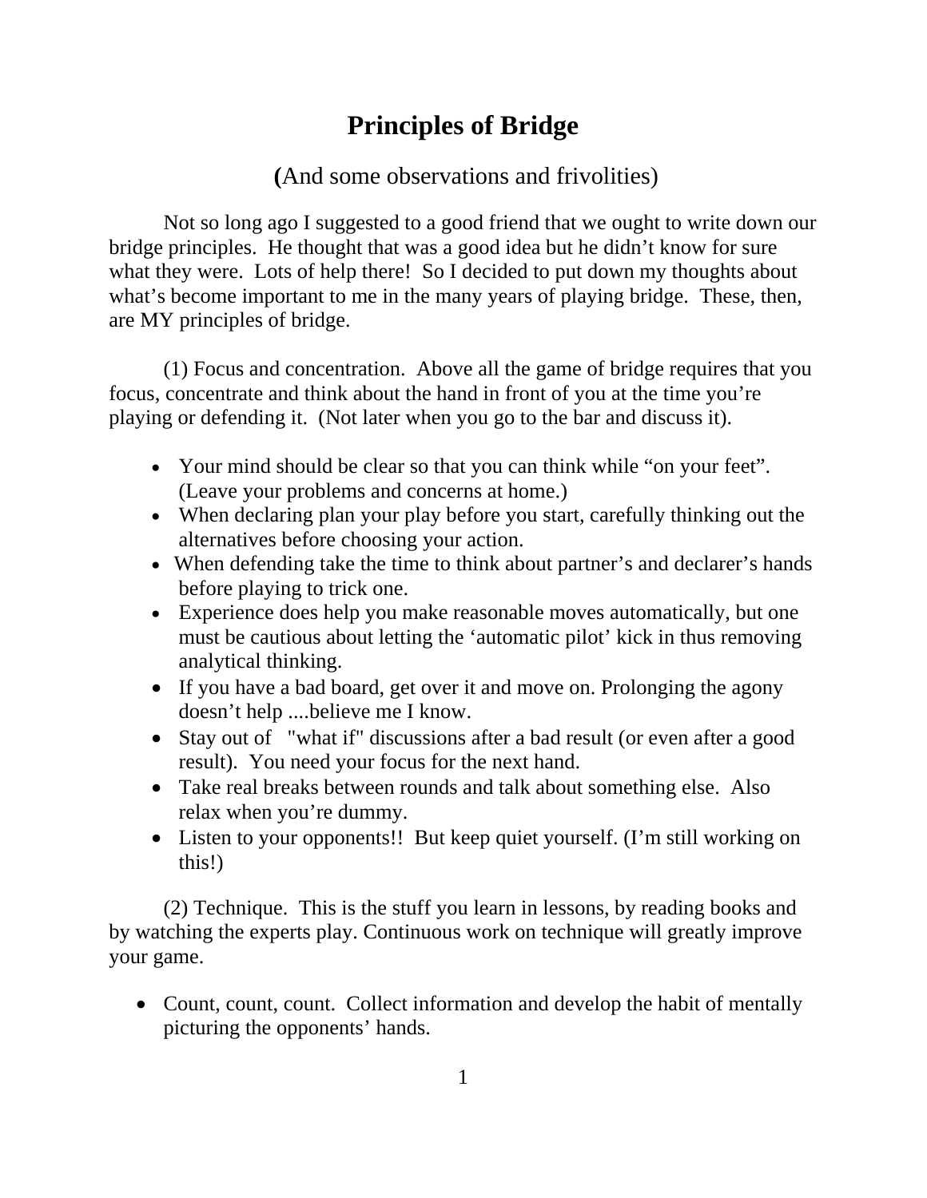# Principles of Bridge

## (And some observations and frivolities)

Not so long ago I suggested to a good friend that we ought to write down our bridge principles. He thought that was a good idea but he didn't know for sure what they were. Lots of help there! So I decided to put down my thoughts about what's become important to me in the many years of playing bridge. These, then, are MY principles of bridge.

(1) Focus and concentration. Above all the game of bridge requires that you focus, concentrate and think about the hand in front of you at the time you're playing or defending it. (Not later when you go to the bar and discuss it).

- Your mind should be clear so that you can think while "on your feet". (Leave your problems and concerns at home.)
- When declaring plan your play before you start, carefully thinking out the alternatives before choosing your action.
- When defending take the time to think about partner's and declarer's hands before playing to trick one.
- Experience does help you make reasonable moves automatically, but one must be cautious about letting the 'automatic pilot' kick in thus removing analytical thinking.
- If you have a bad board, get over it and move on. Prolonging the agony doesn't help ....believe me I know.
- Stay out of "what if" discussions after a bad result (or even after a good result). You need your focus for the next hand.
- Take real breaks between rounds and talk about something else. Also relax when you're dummy.
- Listen to your opponents!! But keep quiet yourself. (I'm still working on this!)

(2) Technique. This is the stuff you learn in lessons, by reading books and by watching the experts play. Continuous work on technique will greatly improve your game.

- Count, count, count. Collect information and develop the habit of mentally picturing the opponents' hands.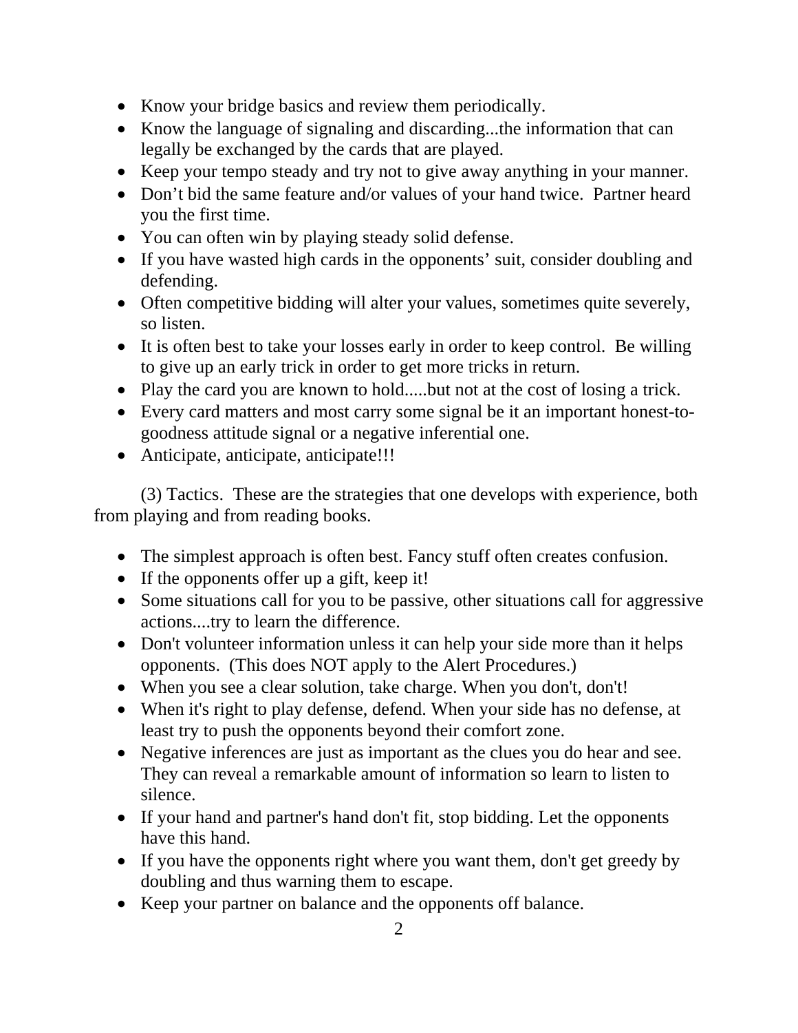- Know your bridge basics and review them periodically.
- Know the language of signaling and discarding...the information that can legally be exchanged by the cards that are played.
- Keep your tempo steady and try not to give away anything in your manner.
- Don’t bid the same feature and/or values of your hand twice. Partner heard you the first time.
- You can often win by playing steady solid defense.
- If you have wasted high cards in the opponents’ suit, consider doubling and defending.
- Often competitive bidding will alter your values, sometimes quite severely, so listen.
- It is often best to take your losses early in order to keep control. Be willing to give up an early trick in order to get more tricks in return.
- Play the card you are known to hold.....but not at the cost of losing a trick.
- Every card matters and most carry some signal be it an important honest-to-goodness attitude signal or a negative inferential one.
- Anticipate, anticipate, anticipate!!!

(3) Tactics. These are the strategies that one develops with experience, both from playing and from reading books.

- The simplest approach is often best. Fancy stuff often creates confusion.
- If the opponents offer up a gift, keep it!
- Some situations call for you to be passive, other situations call for aggressive actions....try to learn the difference.
- Don't volunteer information unless it can help your side more than it helps opponents. (This does NOT apply to the Alert Procedures.)
- When you see a clear solution, take charge. When you don't, don't!
- When it's right to play defense, defend. When your side has no defense, at least try to push the opponents beyond their comfort zone.
- Negative inferences are just as important as the clues you do hear and see. They can reveal a remarkable amount of information so learn to listen to silence.
- If your hand and partner's hand don't fit, stop bidding. Let the opponents have this hand.
- If you have the opponents right where you want them, don't get greedy by doubling and thus warning them to escape.
- Keep your partner on balance and the opponents off balance.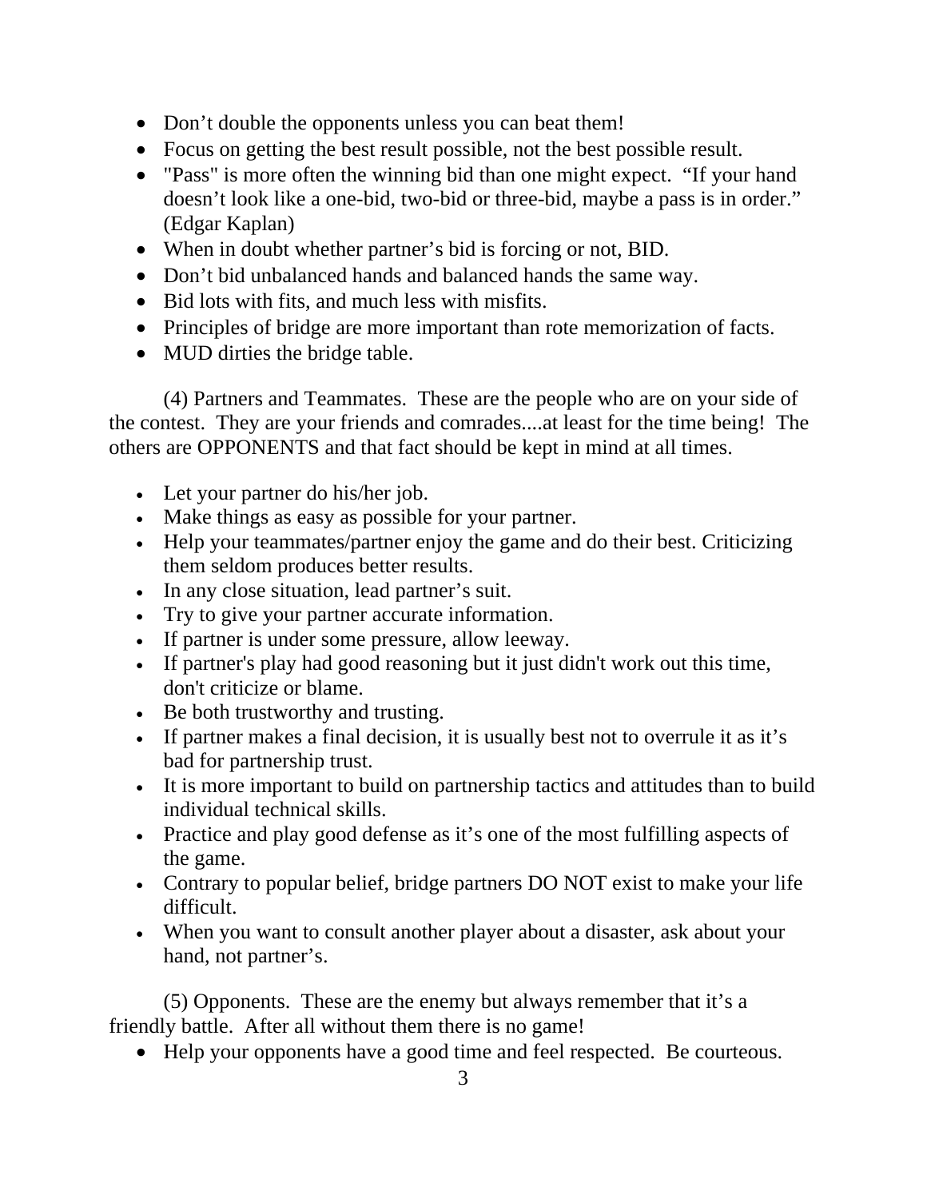- Don't double the opponents unless you can beat them!
- Focus on getting the best result possible, not the best possible result.
- "Pass" is more often the winning bid than one might expect. "If your hand doesn't look like a one-bid, two-bid or three-bid, maybe a pass is in order." (Edgar Kaplan)
- When in doubt whether partner's bid is forcing or not, BID.
- Don't bid unbalanced hands and balanced hands the same way.
- Bid lots with fits, and much less with misfits.
- Principles of bridge are more important than rote memorization of facts.
- MUD dirties the bridge table.

(4) Partners and Teammates. These are the people who are on your side of the contest. They are your friends and comrades....at least for the time being! The others are OPPONENTS and that fact should be kept in mind at all times.

- Let your partner do his/her job.
- Make things as easy as possible for your partner.
- Help your teammates/partner enjoy the game and do their best. Criticizing them seldom produces better results.
- In any close situation, lead partner's suit.
- Try to give your partner accurate information.
- If partner is under some pressure, allow leeway.
- If partner's play had good reasoning but it just didn't work out this time, don't criticize or blame.
- Be both trustworthy and trusting.
- If partner makes a final decision, it is usually best not to overrule it as it's bad for partnership trust.
- It is more important to build on partnership tactics and attitudes than to build individual technical skills.
- Practice and play good defense as it's one of the most fulfilling aspects of the game.
- Contrary to popular belief, bridge partners DO NOT exist to make your life difficult.
- When you want to consult another player about a disaster, ask about your hand, not partner's.

(5) Opponents. These are the enemy but always remember that it's a friendly battle. After all without them there is no game!

- Help your opponents have a good time and feel respected. Be courteous.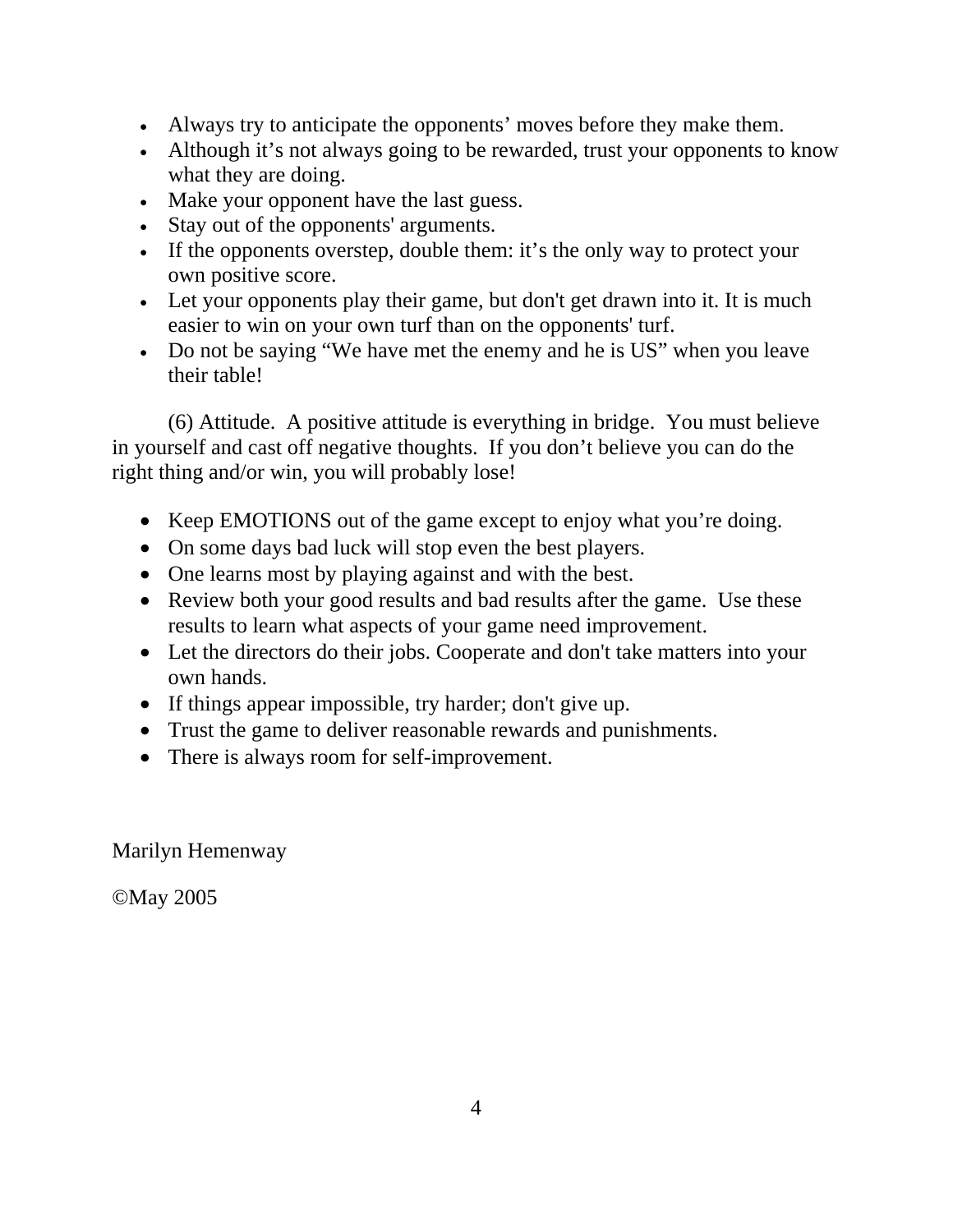- Always try to anticipate the opponents' moves before they make them.
- Although it's not always going to be rewarded, trust your opponents to know what they are doing.
- Make your opponent have the last guess.
- Stay out of the opponents' arguments.
- If the opponents overstep, double them: it's the only way to protect your own positive score.
- Let your opponents play their game, but don't get drawn into it. It is much easier to win on your own turf than on the opponents' turf.
- Do not be saying "We have met the enemy and he is US" when you leave their table!

(6) Attitude. A positive attitude is everything in bridge. You must believe in yourself and cast off negative thoughts. If you don't believe you can do the right thing and/or win, you will probably lose!

- Keep EMOTIONS out of the game except to enjoy what you're doing.
- On some days bad luck will stop even the best players.
- One learns most by playing against and with the best.
- Review both your good results and bad results after the game. Use these results to learn what aspects of your game need improvement.
- Let the directors do their jobs. Cooperate and don't take matters into your own hands.
- If things appear impossible, try harder; don't give up.
- Trust the game to deliver reasonable rewards and punishments.
- There is always room for self-improvement.

Marilyn Hemenway

©May 2005